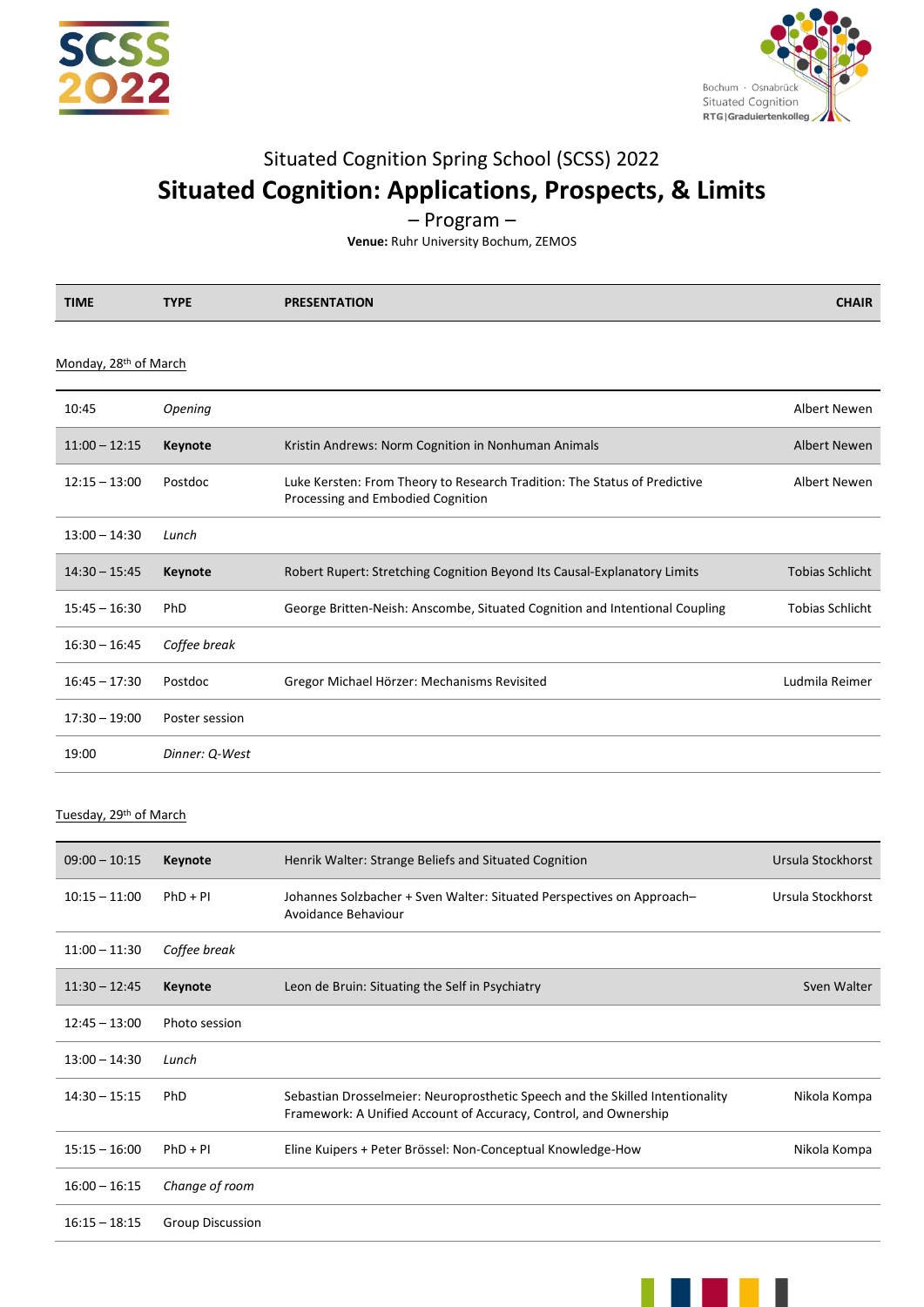SCSS 2022

Bochum · Osnabrück
Situated Cognition
RTG | Graduiertenkolleg

# Situated Cognition Spring School (SCSS) 2022

## Situated Cognition: Applications, Prospects, & Limits

– Program –

**Venue:** Ruhr University Bochum, ZEMOS

| TIME | TYPE | PRESENTATION | CHAIR |
|---|---|---|---|

Monday, 28th of March

| TIME | TYPE | PRESENTATION | CHAIR |
|---|---|---|---|
| 10:45 | *Opening* | | Albert Newen |
| 11:00 – 12:15 | **Keynote** | Kristin Andrews: Norm Cognition in Nonhuman Animals | Albert Newen |
| 12:15 – 13:00 | Postdoc | Luke Kersten: From Theory to Research Tradition: The Status of Predictive Processing and Embodied Cognition | Albert Newen |
| 13:00 – 14:30 | *Lunch* | | |
| 14:30 – 15:45 | **Keynote** | Robert Rupert: Stretching Cognition Beyond Its Causal-Explanatory Limits | Tobias Schlicht |
| 15:45 – 16:30 | PhD | George Britten-Neish: Anscombe, Situated Cognition and Intentional Coupling | Tobias Schlicht |
| 16:30 – 16:45 | *Coffee break* | | |
| 16:45 – 17:30 | Postdoc | Gregor Michael Hörzer: Mechanisms Revisited | Ludmila Reimer |
| 17:30 – 19:00 | Poster session | | |
| 19:00 | *Dinner: Q-West* | | |

Tuesday, 29th of March

| TIME | TYPE | PRESENTATION | CHAIR |
|---|---|---|---|
| 09:00 – 10:15 | **Keynote** | Henrik Walter: Strange Beliefs and Situated Cognition | Ursula Stockhorst |
| 10:15 – 11:00 | PhD + PI | Johannes Solzbacher + Sven Walter: Situated Perspectives on Approach–Avoidance Behaviour | Ursula Stockhorst |
| 11:00 – 11:30 | *Coffee break* | | |
| 11:30 – 12:45 | **Keynote** | Leon de Bruin: Situating the Self in Psychiatry | Sven Walter |
| 12:45 – 13:00 | Photo session | | |
| 13:00 – 14:30 | *Lunch* | | |
| 14:30 – 15:15 | PhD | Sebastian Drosselmeier: Neuroprosthetic Speech and the Skilled Intentionality Framework: A Unified Account of Accuracy, Control, and Ownership | Nikola Kompa |
| 15:15 – 16:00 | PhD + PI | Eline Kuipers + Peter Brössel: Non-Conceptual Knowledge-How | Nikola Kompa |
| 16:00 – 16:15 | *Change of room* | | |
| 16:15 – 18:15 | Group Discussion | | |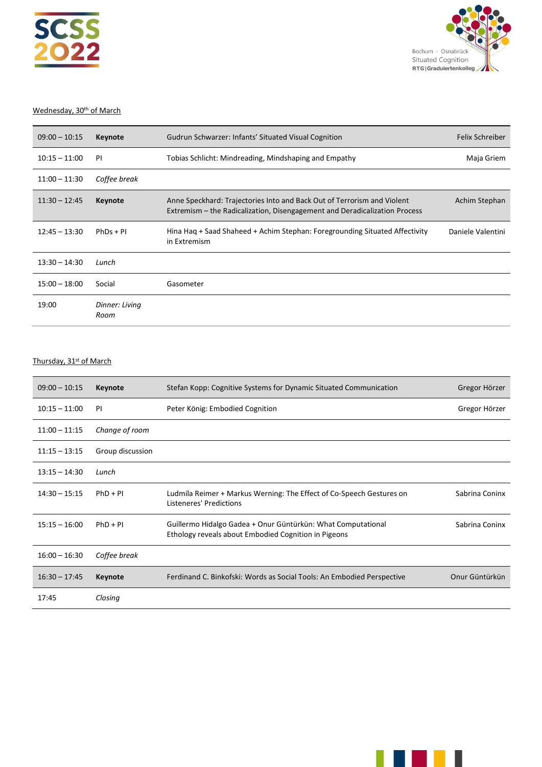Wednesday, 30th of March

| | | | |
|---|---|---|---|
| 09:00 – 10:15 | **Keynote** | Gudrun Schwarzer: Infants' Situated Visual Cognition | Felix Schreiber |
| 10:15 – 11:00 | PI | Tobias Schlicht: Mindreading, Mindshaping and Empathy | Maja Griem |
| 11:00 – 11:30 | *Coffee break* | | |
| 11:30 – 12:45 | **Keynote** | Anne Speckhard: Trajectories Into and Back Out of Terrorism and Violent Extremism – the Radicalization, Disengagement and Deradicalization Process | Achim Stephan |
| 12:45 – 13:30 | PhDs + PI | Hina Haq + Saad Shaheed + Achim Stephan: Foregrounding Situated Affectivity in Extremism | Daniele Valentini |
| 13:30 – 14:30 | *Lunch* | | |
| 15:00 – 18:00 | Social | Gasometer | |
| 19:00 | *Dinner: Living Room* | | |

Thursday, 31st of March

| | | | |
|---|---|---|---|
| 09:00 – 10:15 | **Keynote** | Stefan Kopp: Cognitive Systems for Dynamic Situated Communication | Gregor Hörzer |
| 10:15 – 11:00 | PI | Peter König: Embodied Cognition | Gregor Hörzer |
| 11:00 – 11:15 | *Change of room* | | |
| 11:15 – 13:15 | Group discussion | | |
| 13:15 – 14:30 | *Lunch* | | |
| 14:30 – 15:15 | PhD + PI | Ludmila Reimer + Markus Werning: The Effect of Co-Speech Gestures on Listeneres' Predictions | Sabrina Coninx |
| 15:15 – 16:00 | PhD + PI | Guillermo Hidalgo Gadea + Onur Güntürkün: What Computational Ethology reveals about Embodied Cognition in Pigeons | Sabrina Coninx |
| 16:00 – 16:30 | *Coffee break* | | |
| 16:30 – 17:45 | **Keynote** | Ferdinand C. Binkofski: Words as Social Tools: An Embodied Perspective | Onur Güntürkün |
| 17:45 | *Closing* | | |